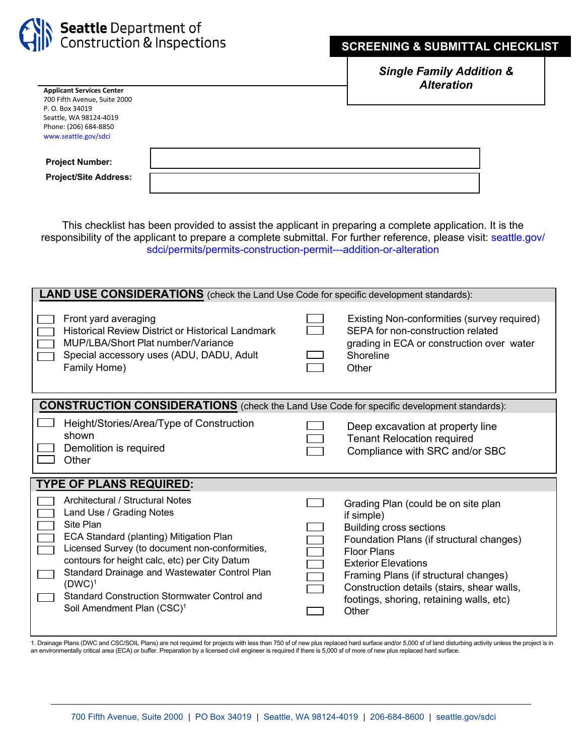**Seattle** Department of Construction & Inspections

# SCREENING & SUBMITTAL CHECKLIST

***Single Family Addition & Alteration***

**Applicant Services Center**
700 Fifth Avenue, Suite 2000
P. O. Box 34019
Seattle, WA 98124-4019
Phone: (206) 684-8850
www.seattle.gov/sdci

**Project Number:** ______________________

**Project/Site Address:** ______________________

This checklist has been provided to assist the applicant in preparing a complete application. It is the responsibility of the applicant to prepare a complete submittal. For further reference, please visit: seattle.gov/sdci/permits/permits-construction-permit---addition-or-alteration

## LAND USE CONSIDERATIONS (check the Land Use Code for specific development standards):

- ☐ Front yard averaging
- ☐ Historical Review District or Historical Landmark
- ☐ MUP/LBA/Short Plat number/Variance
- ☐ Special accessory uses (ADU, DADU, Adult Family Home)
- ☐ Existing Non-conformities (survey required)
- ☐ SEPA for non-construction related grading in ECA or construction over water
- ☐ Shoreline
- ☐ Other

## CONSTRUCTION CONSIDERATIONS (check the Land Use Code for specific development standards):

- ☐ Height/Stories/Area/Type of Construction shown
- ☐ Demolition is required
- ☐ Other
- ☐ Deep excavation at property line
- ☐ Tenant Relocation required
- ☐ Compliance with SRC and/or SBC

## TYPE OF PLANS REQUIRED:

- ☐ Architectural / Structural Notes
- ☐ Land Use / Grading Notes
- ☐ Site Plan
- ☐ ECA Standard (planting) Mitigation Plan
- ☐ Licensed Survey (to document non-conformities, contours for height calc, etc) per City Datum
- ☐ Standard Drainage and Wastewater Control Plan (DWC)[1]
- ☐ Standard Construction Stormwater Control and Soil Amendment Plan (CSC)[1]
- ☐ Grading Plan (could be on site plan if simple)
- ☐ Building cross sections
- ☐ Foundation Plans (if structural changes)
- ☐ Floor Plans
- ☐ Exterior Elevations
- ☐ Framing Plans (if structural changes)
- ☐ Construction details (stairs, shear walls, footings, shoring, retaining walls, etc)
- ☐ Other

1. Drainage Plans (DWC and CSC/SOIL Plans) are not required for projects with less than 750 sf of new plus replaced hard surface and/or 5,000 sf of land disturbing activity unless the project is in an environmentally critical area (ECA) or buffer. Preparation by a licensed civil engineer is required if there is 5,000 sf of more of new plus replaced hard surface.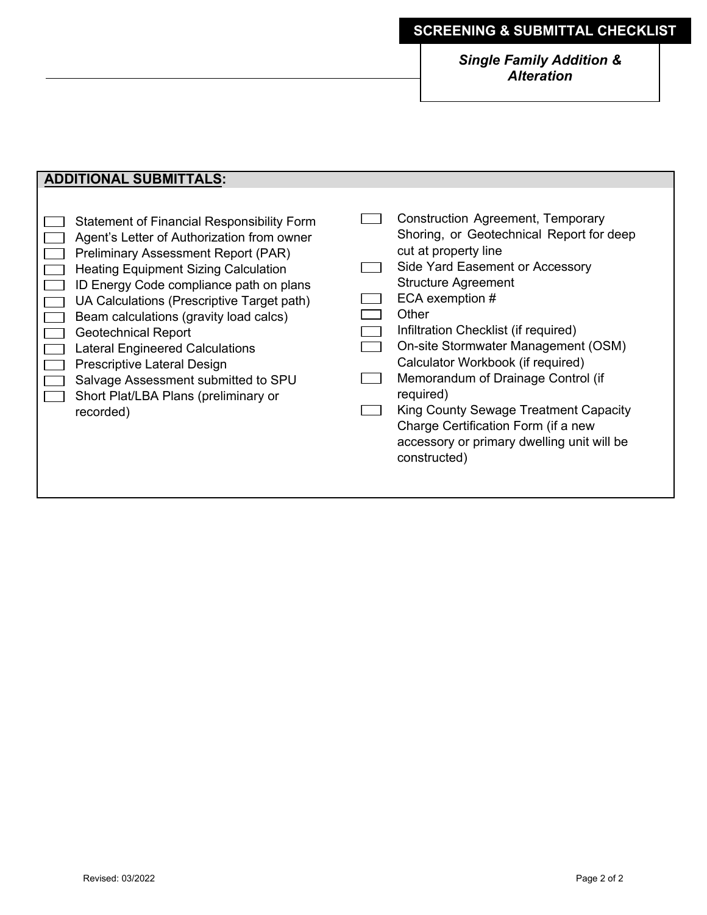## ADDITIONAL SUBMITTALS:

- [ ] Statement of Financial Responsibility Form
- [ ] Agent's Letter of Authorization from owner
- [ ] Preliminary Assessment Report (PAR)
- [ ] Heating Equipment Sizing Calculation
- [ ] ID Energy Code compliance path on plans
- [ ] UA Calculations (Prescriptive Target path)
- [ ] Beam calculations (gravity load calcs)
- [ ] Geotechnical Report
- [ ] Lateral Engineered Calculations
- [ ] Prescriptive Lateral Design
- [ ] Salvage Assessment submitted to SPU
- [ ] Short Plat/LBA Plans (preliminary or recorded)
- [ ] Construction Agreement, Temporary Shoring, or Geotechnical Report for deep cut at property line
- [ ] Side Yard Easement or Accessory Structure Agreement
- [ ] ECA exemption #
- [ ] Other
- [ ] Infiltration Checklist (if required)
- [ ] On-site Stormwater Management (OSM) Calculator Workbook (if required)
- [ ] Memorandum of Drainage Control (if required)
- [ ] King County Sewage Treatment Capacity Charge Certification Form (if a new accessory or primary dwelling unit will be constructed)

Revised: 03/2022